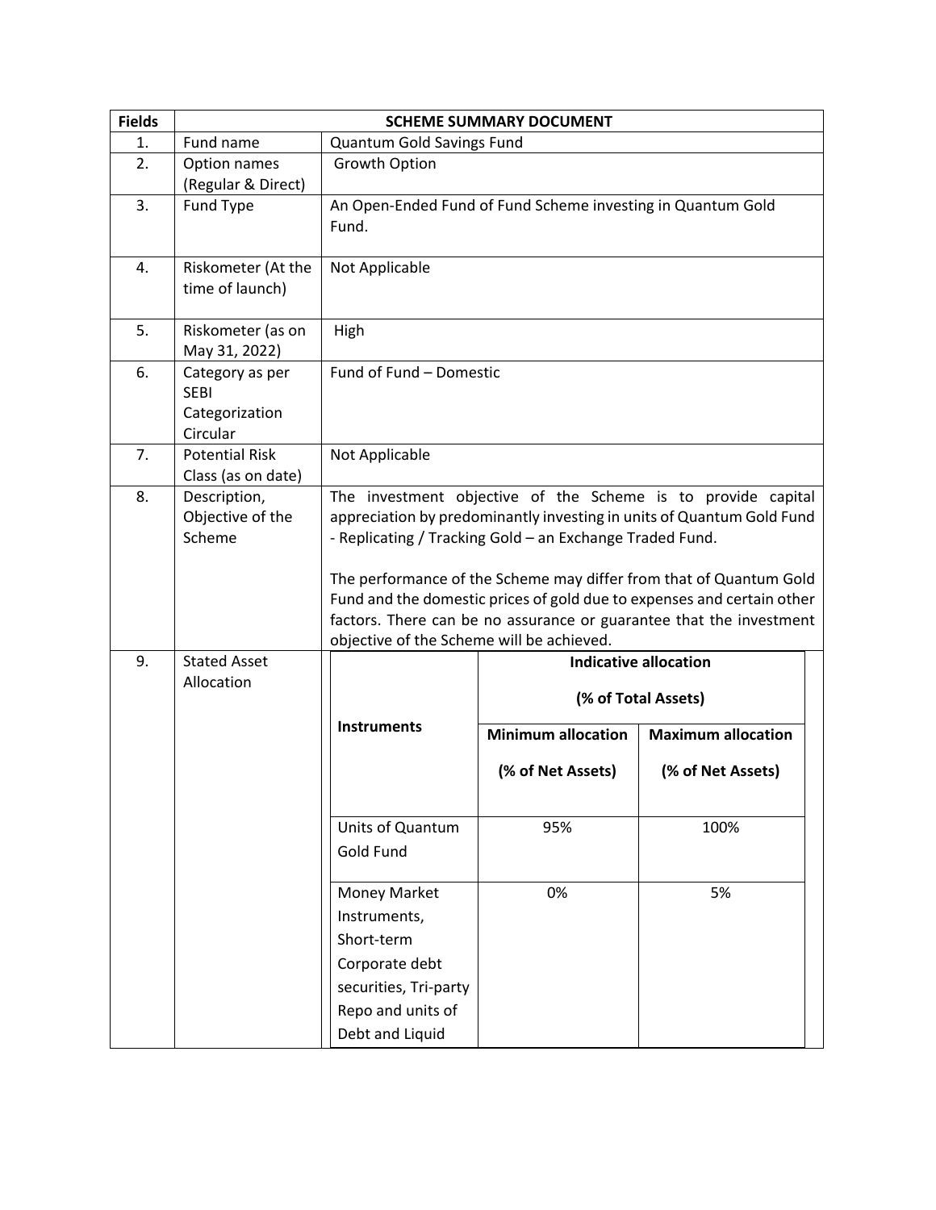| Fields | SCHEME SUMMARY DOCUMENT | |
|---|---|---|
| 1. | Fund name | Quantum Gold Savings Fund |
| 2. | Option names (Regular & Direct) | Growth Option |
| 3. | Fund Type | An Open-Ended Fund of Fund Scheme investing in Quantum Gold Fund. |
| 4. | Riskometer (At the time of launch) | Not Applicable |
| 5. | Riskometer (as on May 31, 2022) | High |
| 6. | Category as per SEBI Categorization Circular | Fund of Fund – Domestic |
| 7. | Potential Risk Class (as on date) | Not Applicable |
| 8. | Description, Objective of the Scheme | The investment objective of the Scheme is to provide capital appreciation by predominantly investing in units of Quantum Gold Fund - Replicating / Tracking Gold – an Exchange Traded Fund.<br><br>The performance of the Scheme may differ from that of Quantum Gold Fund and the domestic prices of gold due to expenses and certain other factors. There can be no assurance or guarantee that the investment objective of the Scheme will be achieved. |
| 9. | Stated Asset Allocation | See table below |

| Instruments | Indicative allocation (% of Total Assets) | |
|---|---|---|
| | Minimum allocation (% of Net Assets) | Maximum allocation (% of Net Assets) |
| Units of Quantum Gold Fund | 95% | 100% |
| Money Market Instruments, Short-term Corporate debt securities, Tri-party Repo and units of Debt and Liquid | 0% | 5% |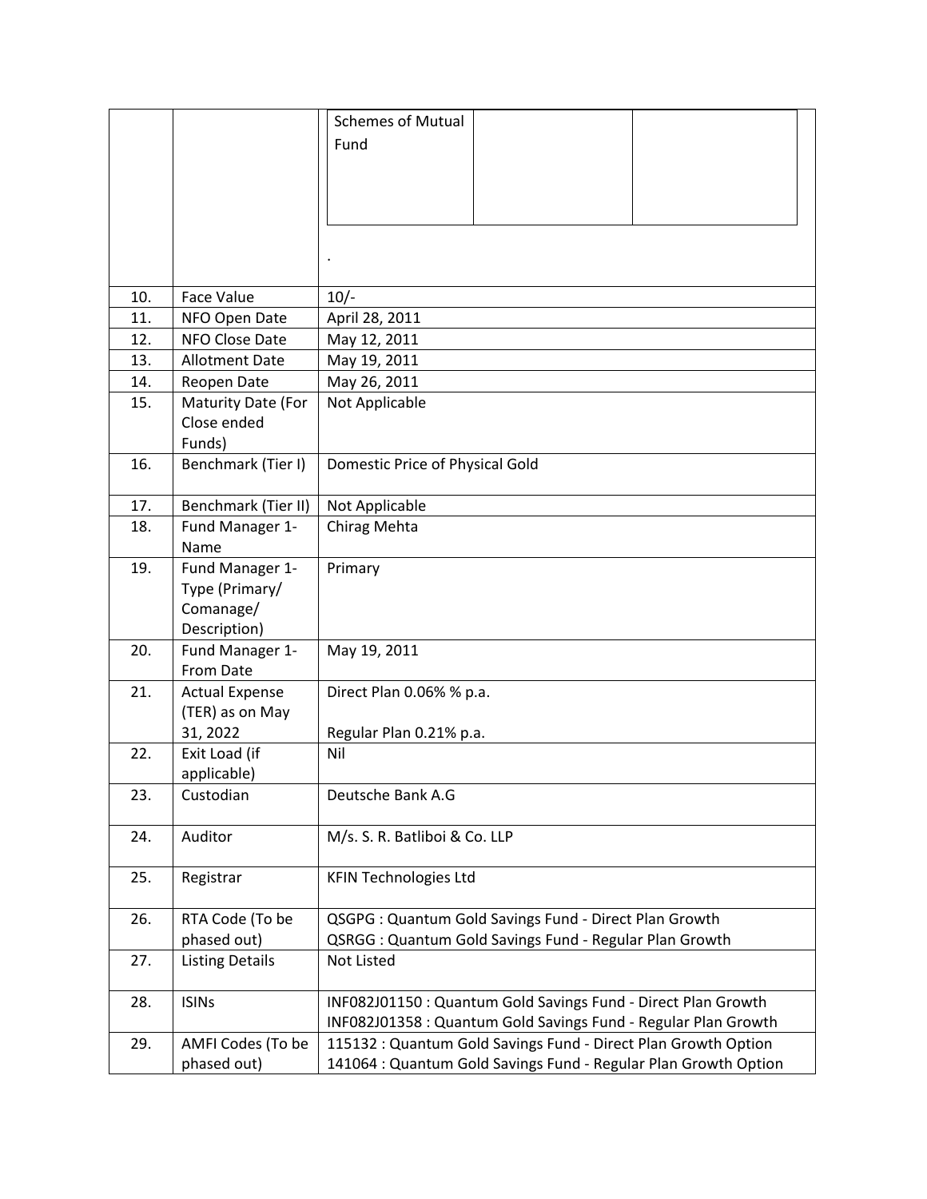| | | |
|---|---|---|
| | | Schemes of Mutual Fund |
| | | . |
| 10. | Face Value | 10/- |
| 11. | NFO Open Date | April 28, 2011 |
| 12. | NFO Close Date | May 12, 2011 |
| 13. | Allotment Date | May 19, 2011 |
| 14. | Reopen Date | May 26, 2011 |
| 15. | Maturity Date (For Close ended Funds) | Not Applicable |
| 16. | Benchmark (Tier I) | Domestic Price of Physical Gold |
| 17. | Benchmark (Tier II) | Not Applicable |
| 18. | Fund Manager 1- Name | Chirag Mehta |
| 19. | Fund Manager 1- Type (Primary/ Comanage/ Description) | Primary |
| 20. | Fund Manager 1- From Date | May 19, 2011 |
| 21. | Actual Expense (TER) as on May 31, 2022 | Direct Plan 0.06% % p.a.<br><br>Regular Plan 0.21% p.a. |
| 22. | Exit Load (if applicable) | Nil |
| 23. | Custodian | Deutsche Bank A.G |
| 24. | Auditor | M/s. S. R. Batliboi & Co. LLP |
| 25. | Registrar | KFIN Technologies Ltd |
| 26. | RTA Code (To be phased out) | QSGPG : Quantum Gold Savings Fund - Direct Plan Growth<br>QSRGG : Quantum Gold Savings Fund - Regular Plan Growth |
| 27. | Listing Details | Not Listed |
| 28. | ISINs | INF082J01150 : Quantum Gold Savings Fund - Direct Plan Growth<br>INF082J01358 : Quantum Gold Savings Fund - Regular Plan Growth |
| 29. | AMFI Codes (To be phased out) | 115132 : Quantum Gold Savings Fund - Direct Plan Growth Option<br>141064 : Quantum Gold Savings Fund - Regular Plan Growth Option |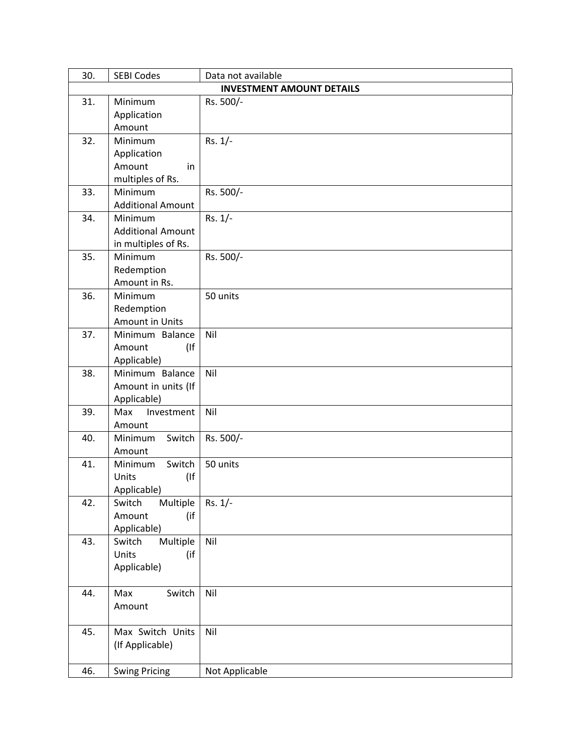| 30. | SEBI Codes | Data not available |
|---|---|---|
| | **INVESTMENT AMOUNT DETAILS** | |
| 31. | Minimum Application Amount | Rs. 500/- |
| 32. | Minimum Application Amount in multiples of Rs. | Rs. 1/- |
| 33. | Minimum Additional Amount | Rs. 500/- |
| 34. | Minimum Additional Amount in multiples of Rs. | Rs. 1/- |
| 35. | Minimum Redemption Amount in Rs. | Rs. 500/- |
| 36. | Minimum Redemption Amount in Units | 50 units |
| 37. | Minimum Balance Amount (If Applicable) | Nil |
| 38. | Minimum Balance Amount in units (If Applicable) | Nil |
| 39. | Max Investment Amount | Nil |
| 40. | Minimum Switch Amount | Rs. 500/- |
| 41. | Minimum Switch Units (If Applicable) | 50 units |
| 42. | Switch Multiple Amount (if Applicable) | Rs. 1/- |
| 43. | Switch Multiple Units (if Applicable) | Nil |
| 44. | Max Switch Amount | Nil |
| 45. | Max Switch Units (If Applicable) | Nil |
| 46. | Swing Pricing | Not Applicable |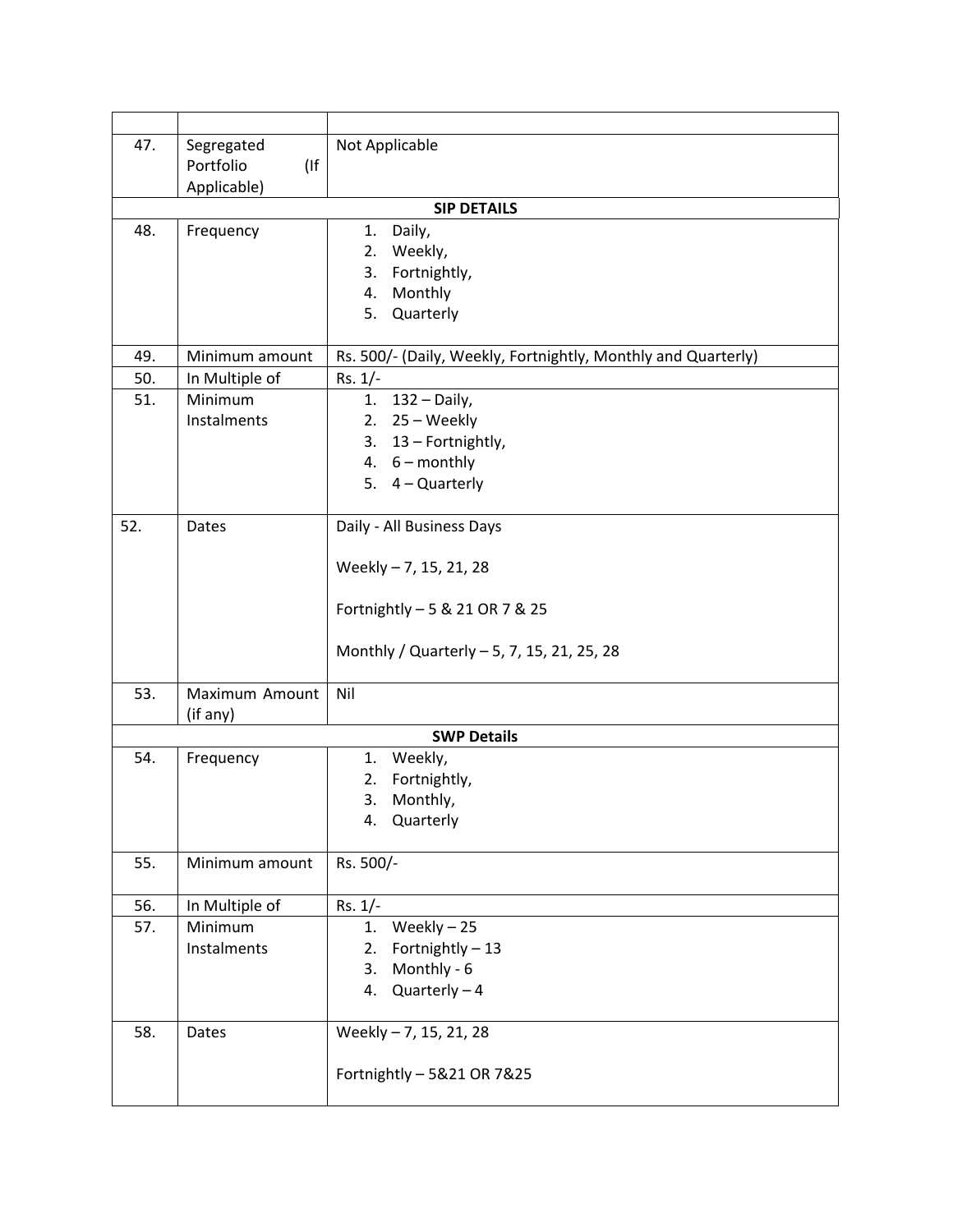| | | |
|---|---|---|
| 47. | Segregated Portfolio (If Applicable) | Not Applicable |
| | **SIP DETAILS** | |
| 48. | Frequency | 1. Daily,<br>2. Weekly,<br>3. Fortnightly,<br>4. Monthly<br>5. Quarterly |
| 49. | Minimum amount | Rs. 500/- (Daily, Weekly, Fortnightly, Monthly and Quarterly) |
| 50. | In Multiple of | Rs. 1/- |
| 51. | Minimum Instalments | 1. 132 – Daily,<br>2. 25 – Weekly<br>3. 13 – Fortnightly,<br>4. 6 – monthly<br>5. 4 – Quarterly |
| 52. | Dates | Daily - All Business Days<br><br>Weekly – 7, 15, 21, 28<br><br>Fortnightly – 5 & 21 OR 7 & 25<br><br>Monthly / Quarterly – 5, 7, 15, 21, 25, 28 |
| 53. | Maximum Amount (if any) | Nil |
| | **SWP Details** | |
| 54. | Frequency | 1. Weekly,<br>2. Fortnightly,<br>3. Monthly,<br>4. Quarterly |
| 55. | Minimum amount | Rs. 500/- |
| 56. | In Multiple of | Rs. 1/- |
| 57. | Minimum Instalments | 1. Weekly – 25<br>2. Fortnightly – 13<br>3. Monthly - 6<br>4. Quarterly – 4 |
| 58. | Dates | Weekly – 7, 15, 21, 28<br><br>Fortnightly – 5&21 OR 7&25 |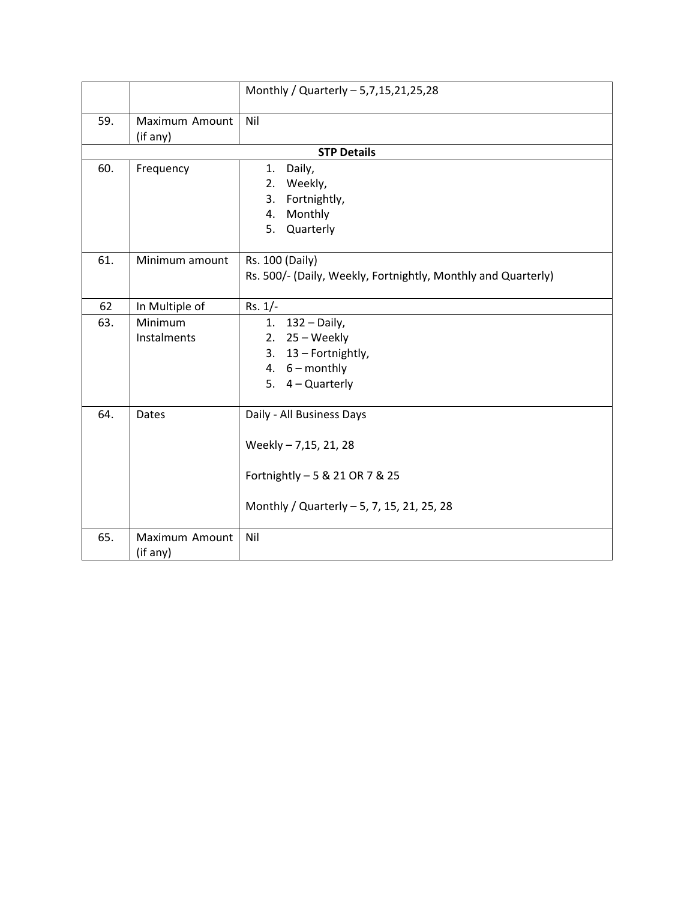| | | |
|---|---|---|
| | | Monthly / Quarterly – 5,7,15,21,25,28 |
| 59. | Maximum Amount (if any) | Nil |
| **STP Details** | | |
| 60. | Frequency | 1. Daily,<br>2. Weekly,<br>3. Fortnightly,<br>4. Monthly<br>5. Quarterly |
| 61. | Minimum amount | Rs. 100 (Daily)<br>Rs. 500/- (Daily, Weekly, Fortnightly, Monthly and Quarterly) |
| 62 | In Multiple of | Rs. 1/- |
| 63. | Minimum Instalments | 1. 132 – Daily,<br>2. 25 – Weekly<br>3. 13 – Fortnightly,<br>4. 6 – monthly<br>5. 4 – Quarterly |
| 64. | Dates | Daily - All Business Days<br><br>Weekly – 7,15, 21, 28<br><br>Fortnightly – 5 & 21 OR 7 & 25<br><br>Monthly / Quarterly – 5, 7, 15, 21, 25, 28 |
| 65. | Maximum Amount (if any) | Nil |